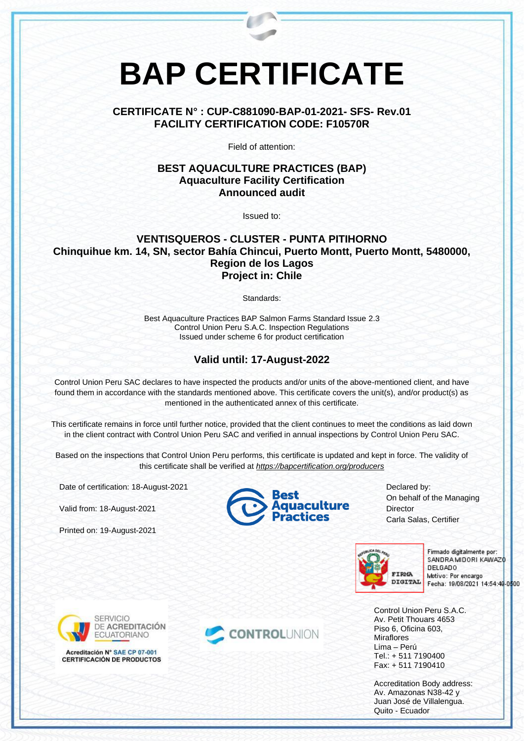# BAP CERTIFICATE

**CERTIFICATE N° : CUP-C881090-BAP-01-2021- SFS- Rev.01**
**FACILITY CERTIFICATION CODE: F10570R**

Field of attention:

**BEST AQUACULTURE PRACTICES (BAP)**
**Aquaculture Facility Certification**
**Announced audit**

Issued to:

**VENTISQUEROS - CLUSTER - PUNTA PITIHORNO**
**Chinquihue km. 14, SN, sector Bahía Chincui, Puerto Montt, Puerto Montt, 5480000, Region de los Lagos**
**Project in: Chile**

Standards:

Best Aquaculture Practices BAP Salmon Farms Standard Issue 2.3
Control Union Peru S.A.C. Inspection Regulations
Issued under scheme 6 for product certification

## Valid until: 17-August-2022

Control Union Peru SAC declares to have inspected the products and/or units of the above-mentioned client, and have found them in accordance with the standards mentioned above. This certificate covers the unit(s), and/or product(s) as mentioned in the authenticated annex of this certificate.

This certificate remains in force until further notice, provided that the client continues to meet the conditions as laid down in the client contract with Control Union Peru SAC and verified in annual inspections by Control Union Peru SAC.

Based on the inspections that Control Union Peru performs, this certificate is updated and kept in force. The validity of this certificate shall be verified at *https://bapcertification.org/producers*

Date of certification: 18-August-2021

Valid from: 18-August-2021

Printed on: 19-August-2021

Best Aquaculture Practices

Declared by:
On behalf of the Managing Director
Carla Salas, Certifier

FIRMA DIGITAL
Firmado digitalmente por: SANDRA MIDORI KAWAZO DELGADO
Motivo: Por encargo
Fecha: 19/08/2021 14:54:49-0500

SERVICIO DE ACREDITACIÓN ECUATORIANO
Acreditación N° SAE CP 07-001
CERTIFICACIÓN DE PRODUCTOS

CONTROLUNION

Control Union Peru S.A.C.
Av. Petit Thouars 4653
Piso 6, Oficina 603,
Miraflores
Lima – Perú
Tel.: + 511 7190400
Fax: + 511 7190410

Accreditation Body address:
Av. Amazonas N38-42 y
Juan José de Villalengua.
Quito - Ecuador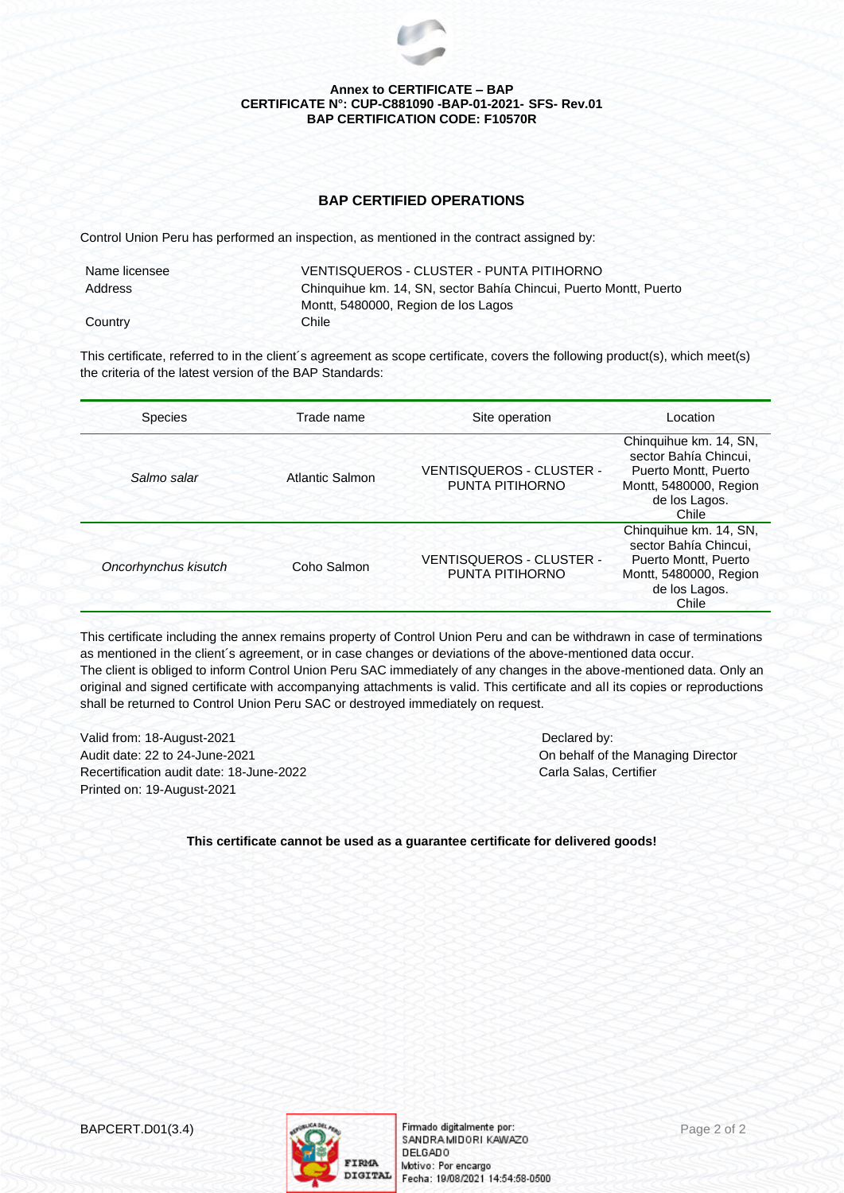**Annex to CERTIFICATE – BAP**
**CERTIFICATE N°: CUP-C881090 -BAP-01-2021- SFS- Rev.01**
**BAP CERTIFICATION CODE: F10570R**

## BAP CERTIFIED OPERATIONS

Control Union Peru has performed an inspection, as mentioned in the contract assigned by:

| | |
|---|---|
| Name licensee | VENTISQUEROS - CLUSTER - PUNTA PITIHORNO |
| Address | Chinquihue km. 14, SN, sector Bahía Chincui, Puerto Montt, Puerto Montt, 5480000, Region de los Lagos |
| Country | Chile |

This certificate, referred to in the client´s agreement as scope certificate, covers the following product(s), which meet(s) the criteria of the latest version of the BAP Standards:

| Species | Trade name | Site operation | Location |
|---|---|---|---|
| *Salmo salar* | Atlantic Salmon | VENTISQUEROS - CLUSTER - PUNTA PITIHORNO | Chinquihue km. 14, SN, sector Bahía Chincui, Puerto Montt, Puerto Montt, 5480000, Region de los Lagos. Chile |
| *Oncorhynchus kisutch* | Coho Salmon | VENTISQUEROS - CLUSTER - PUNTA PITIHORNO | Chinquihue km. 14, SN, sector Bahía Chincui, Puerto Montt, Puerto Montt, 5480000, Region de los Lagos. Chile |

This certificate including the annex remains property of Control Union Peru and can be withdrawn in case of terminations as mentioned in the client´s agreement, or in case changes or deviations of the above-mentioned data occur.
The client is obliged to inform Control Union Peru SAC immediately of any changes in the above-mentioned data. Only an original and signed certificate with accompanying attachments is valid. This certificate and all its copies or reproductions shall be returned to Control Union Peru SAC or destroyed immediately on request.

Valid from: 18-August-2021
Audit date: 22 to 24-June-2021
Recertification audit date: 18-June-2022
Printed on: 19-August-2021

Declared by:
On behalf of the Managing Director
Carla Salas, Certifier

**This certificate cannot be used as a guarantee certificate for delivered goods!**

BAPCERT.D01(3.4)

FIRMA DIGITAL

Firmado digitalmente por:
SANDRA MIDORI KAWAZO DELGADO
Motivo: Por encargo
Fecha: 19/08/2021 14:54:58-0500